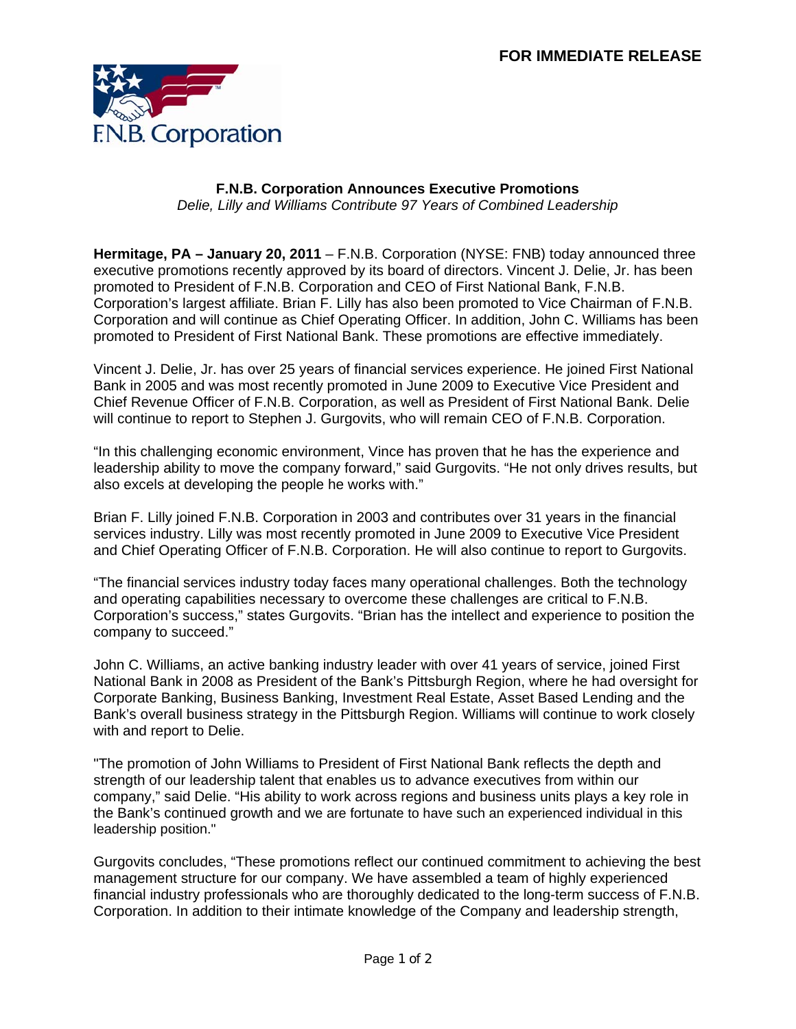FOR IMMEDIATE RELEASE

F.N.B. Corporation

# F.N.B. Corporation Announces Executive Promotions

*Delie, Lilly and Williams Contribute 97 Years of Combined Leadership*

**Hermitage, PA – January 20, 2011** – F.N.B. Corporation (NYSE: FNB) today announced three executive promotions recently approved by its board of directors. Vincent J. Delie, Jr. has been promoted to President of F.N.B. Corporation and CEO of First National Bank, F.N.B. Corporation's largest affiliate. Brian F. Lilly has also been promoted to Vice Chairman of F.N.B. Corporation and will continue as Chief Operating Officer. In addition, John C. Williams has been promoted to President of First National Bank. These promotions are effective immediately.

Vincent J. Delie, Jr. has over 25 years of financial services experience. He joined First National Bank in 2005 and was most recently promoted in June 2009 to Executive Vice President and Chief Revenue Officer of F.N.B. Corporation, as well as President of First National Bank. Delie will continue to report to Stephen J. Gurgovits, who will remain CEO of F.N.B. Corporation.

"In this challenging economic environment, Vince has proven that he has the experience and leadership ability to move the company forward," said Gurgovits. "He not only drives results, but also excels at developing the people he works with."

Brian F. Lilly joined F.N.B. Corporation in 2003 and contributes over 31 years in the financial services industry. Lilly was most recently promoted in June 2009 to Executive Vice President and Chief Operating Officer of F.N.B. Corporation. He will also continue to report to Gurgovits.

"The financial services industry today faces many operational challenges. Both the technology and operating capabilities necessary to overcome these challenges are critical to F.N.B. Corporation's success," states Gurgovits. "Brian has the intellect and experience to position the company to succeed."

John C. Williams, an active banking industry leader with over 41 years of service, joined First National Bank in 2008 as President of the Bank's Pittsburgh Region, where he had oversight for Corporate Banking, Business Banking, Investment Real Estate, Asset Based Lending and the Bank's overall business strategy in the Pittsburgh Region. Williams will continue to work closely with and report to Delie.

"The promotion of John Williams to President of First National Bank reflects the depth and strength of our leadership talent that enables us to advance executives from within our company," said Delie. "His ability to work across regions and business units plays a key role in the Bank's continued growth and we are fortunate to have such an experienced individual in this leadership position."

Gurgovits concludes, "These promotions reflect our continued commitment to achieving the best management structure for our company. We have assembled a team of highly experienced financial industry professionals who are thoroughly dedicated to the long-term success of F.N.B. Corporation. In addition to their intimate knowledge of the Company and leadership strength,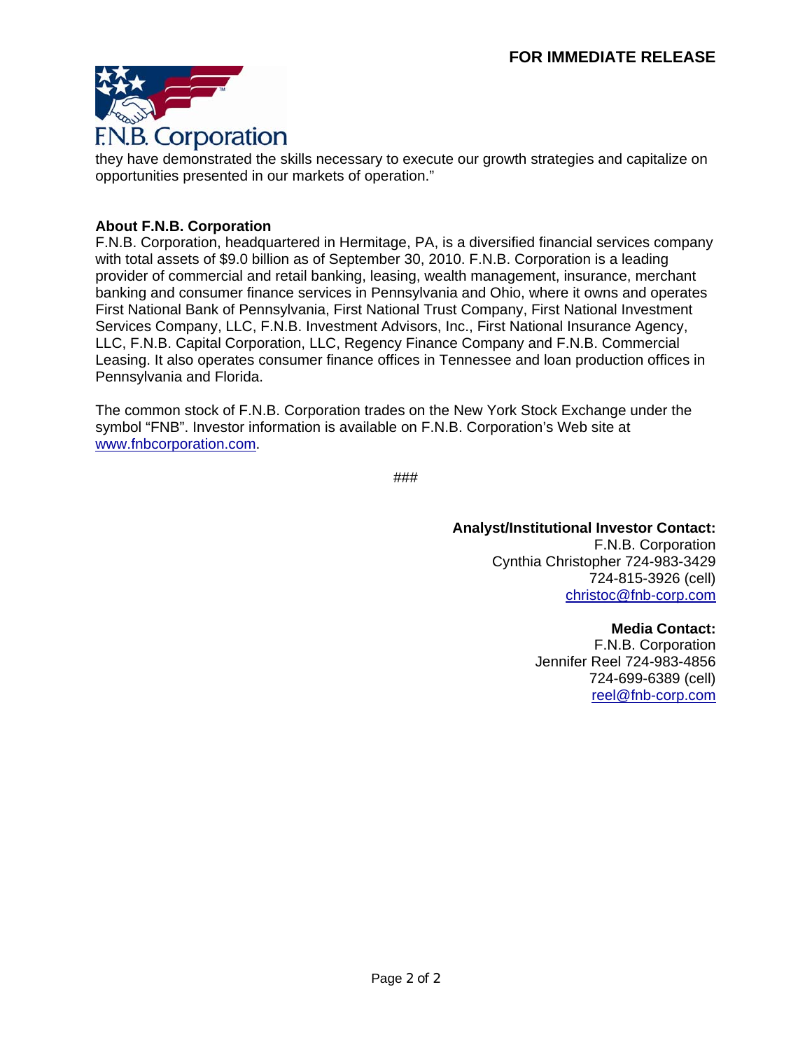**FOR IMMEDIATE RELEASE**

they have demonstrated the skills necessary to execute our growth strategies and capitalize on opportunities presented in our markets of operation."

**About F.N.B. Corporation**

F.N.B. Corporation, headquartered in Hermitage, PA, is a diversified financial services company with total assets of $9.0 billion as of September 30, 2010. F.N.B. Corporation is a leading provider of commercial and retail banking, leasing, wealth management, insurance, merchant banking and consumer finance services in Pennsylvania and Ohio, where it owns and operates First National Bank of Pennsylvania, First National Trust Company, First National Investment Services Company, LLC, F.N.B. Investment Advisors, Inc., First National Insurance Agency, LLC, F.N.B. Capital Corporation, LLC, Regency Finance Company and F.N.B. Commercial Leasing. It also operates consumer finance offices in Tennessee and loan production offices in Pennsylvania and Florida.

The common stock of F.N.B. Corporation trades on the New York Stock Exchange under the symbol "FNB". Investor information is available on F.N.B. Corporation's Web site at www.fnbcorporation.com.

###

**Analyst/Institutional Investor Contact:**
F.N.B. Corporation
Cynthia Christopher 724-983-3429
724-815-3926 (cell)
christoc@fnb-corp.com

**Media Contact:**
F.N.B. Corporation
Jennifer Reel 724-983-4856
724-699-6389 (cell)
reel@fnb-corp.com